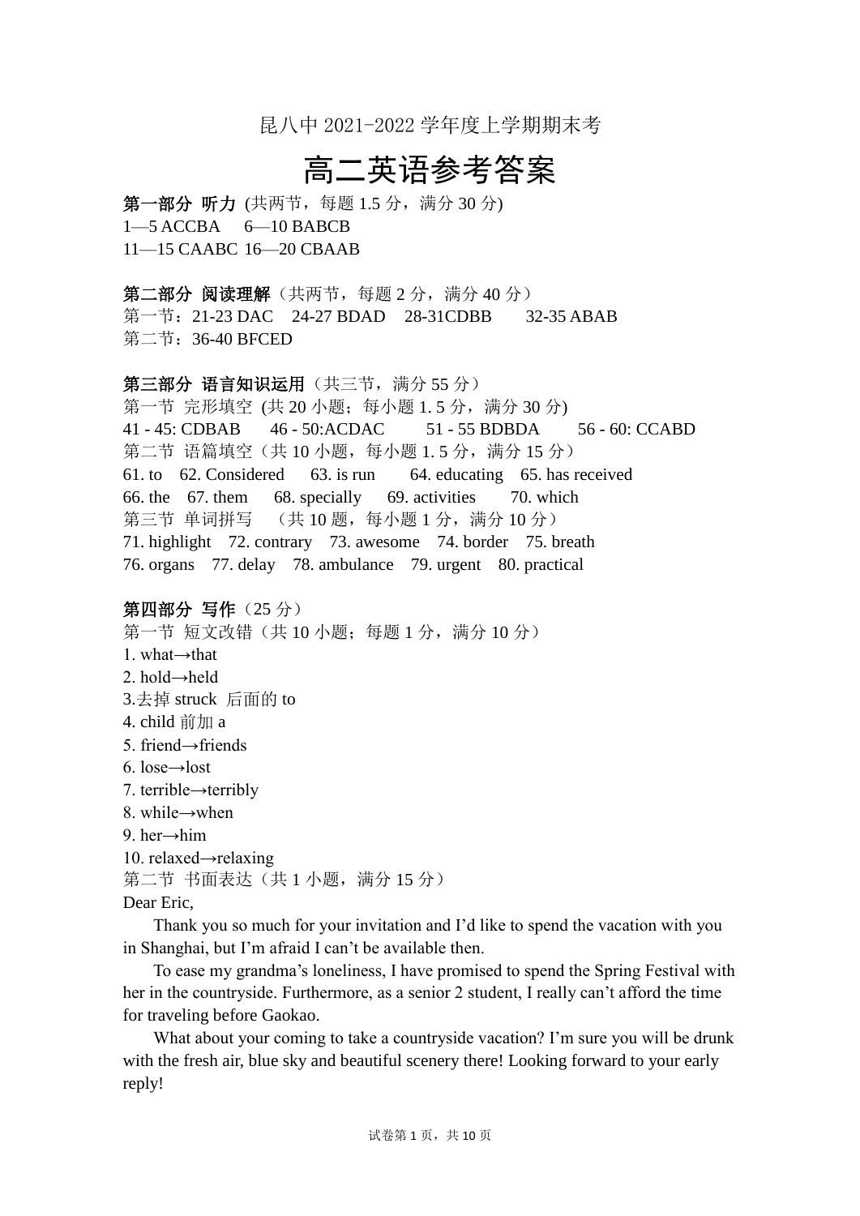昆八中 2021-2022 学年度上学期期末考

# 高二英语参考答案

**第一部分 听力** (共两节，每题 1.5 分，满分 30 分)

1—5 ACCBA  6—10 BABCB

11—15 CAABC 16—20 CBAAB

**第二部分 阅读理解**（共两节，每题 2 分，满分 40 分）

第一节：21-23 DAC  24-27 BDAD  28-31CDBB  32-35 ABAB

第二节：36-40 BFCED

**第三部分 语言知识运用**（共三节，满分 55 分）

第一节 完形填空 (共 20 小题；每小题 1. 5 分，满分 30 分)

41 - 45: CDBAB  46 - 50:ACDAC  51 - 55 BDBDA  56 - 60: CCABD

第二节 语篇填空（共 10 小题，每小题 1. 5 分，满分 15 分）

61. to  62. Considered  63. is run  64. educating  65. has received

66. the  67. them  68. specially  69. activities  70. which

第三节 单词拼写 （共 10 题，每小题 1 分，满分 10 分）

71. highlight  72. contrary  73. awesome  74. border  75. breath

76. organs  77. delay  78. ambulance  79. urgent  80. practical

**第四部分 写作**（25 分）

第一节 短文改错（共 10 小题；每题 1 分，满分 10 分）

1. what→that
2. hold→held
3. 去掉 struck 后面的 to
4. child 前加 a
5. friend→friends
6. lose→lost
7. terrible→terribly
8. while→when
9. her→him
10. relaxed→relaxing

第二节 书面表达（共 1 小题，满分 15 分）

Dear Eric,

Thank you so much for your invitation and I'd like to spend the vacation with you in Shanghai, but I'm afraid I can't be available then.

To ease my grandma's loneliness, I have promised to spend the Spring Festival with her in the countryside. Furthermore, as a senior 2 student, I really can't afford the time for traveling before Gaokao.

What about your coming to take a countryside vacation? I'm sure you will be drunk with the fresh air, blue sky and beautiful scenery there! Looking forward to your early reply!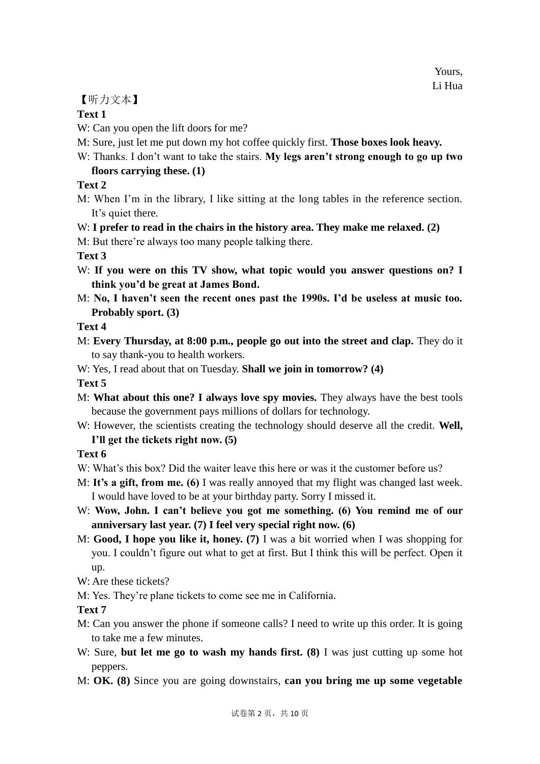Yours,

Li Hua

【听力文本】

**Text 1**

W: Can you open the lift doors for me?

M: Sure, just let me put down my hot coffee quickly first. **Those boxes look heavy.**

W: Thanks. I don't want to take the stairs. **My legs aren't strong enough to go up two floors carrying these. (1)**

**Text 2**

M: When I'm in the library, I like sitting at the long tables in the reference section. It's quiet there.

W: **I prefer to read in the chairs in the history area. They make me relaxed. (2)**

M: But there're always too many people talking there.

**Text 3**

W: **If you were on this TV show, what topic would you answer questions on? I think you'd be great at James Bond.**

M: **No, I haven't seen the recent ones past the 1990s. I'd be useless at music too. Probably sport. (3)**

**Text 4**

M: **Every Thursday, at 8:00 p.m., people go out into the street and clap.** They do it to say thank-you to health workers.

W: Yes, I read about that on Tuesday. **Shall we join in tomorrow? (4)**

**Text 5**

M: **What about this one? I always love spy movies.** They always have the best tools because the government pays millions of dollars for technology.

W: However, the scientists creating the technology should deserve all the credit. **Well, I'll get the tickets right now. (5)**

**Text 6**

W: What's this box? Did the waiter leave this here or was it the customer before us?

M: **It's a gift, from me. (6)** I was really annoyed that my flight was changed last week. I would have loved to be at your birthday party. Sorry I missed it.

W: **Wow, John. I can't believe you got me something. (6) You remind me of our anniversary last year. (7) I feel very special right now. (6)**

M: **Good, I hope you like it, honey. (7)** I was a bit worried when I was shopping for you. I couldn't figure out what to get at first. But I think this will be perfect. Open it up.

W: Are these tickets?

M: Yes. They're plane tickets to come see me in California.

**Text 7**

M: Can you answer the phone if someone calls? I need to write up this order. It is going to take me a few minutes.

W: Sure, **but let me go to wash my hands first. (8)** I was just cutting up some hot peppers.

M: **OK. (8)** Since you are going downstairs, **can you bring me up some vegetable**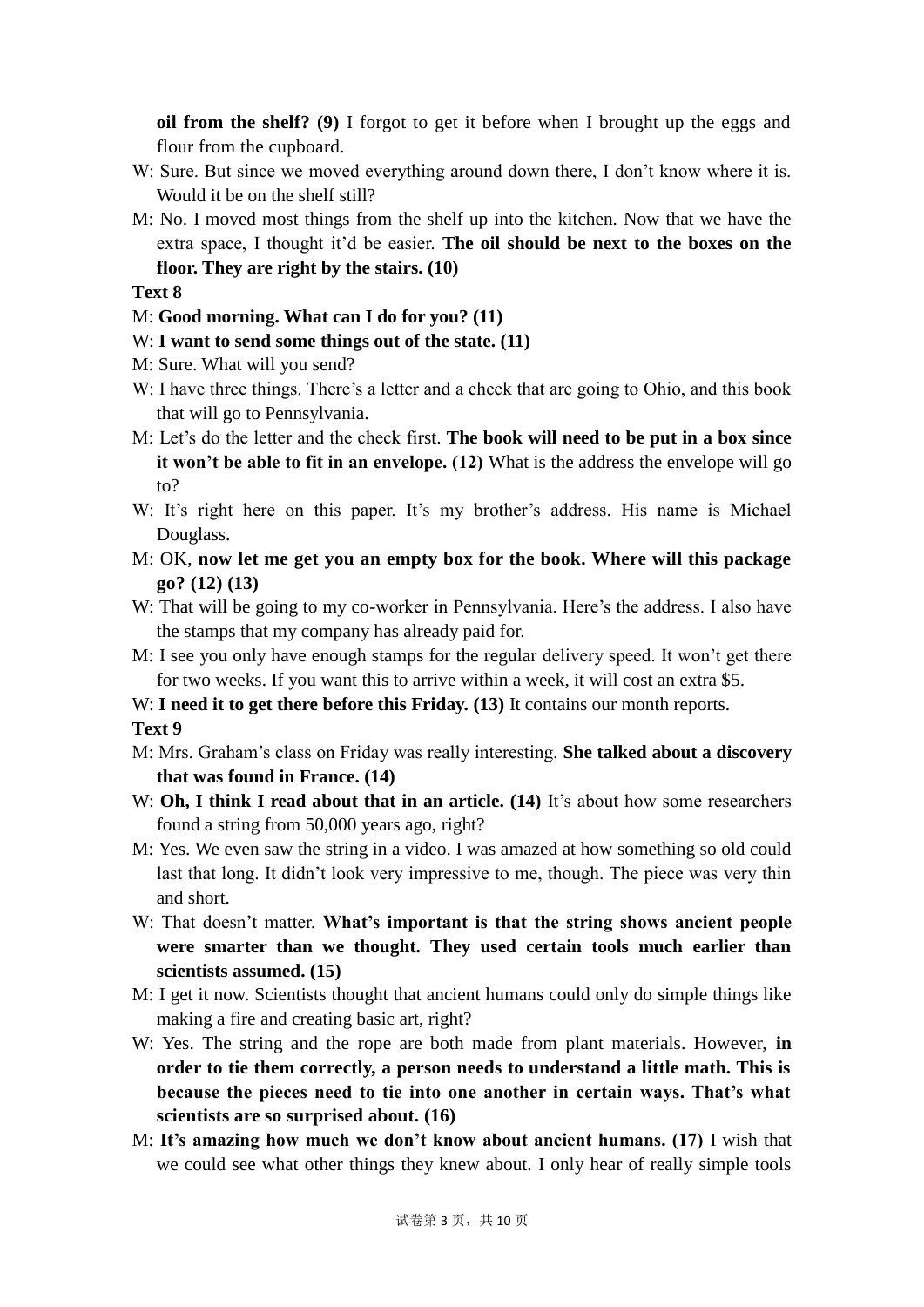**oil from the shelf? (9)** I forgot to get it before when I brought up the eggs and flour from the cupboard.

W: Sure. But since we moved everything around down there, I don't know where it is. Would it be on the shelf still?

M: No. I moved most things from the shelf up into the kitchen. Now that we have the extra space, I thought it'd be easier. **The oil should be next to the boxes on the floor. They are right by the stairs. (10)**

**Text 8**

M: **Good morning. What can I do for you? (11)**

W: **I want to send some things out of the state. (11)**

M: Sure. What will you send?

W: I have three things. There's a letter and a check that are going to Ohio, and this book that will go to Pennsylvania.

M: Let's do the letter and the check first. **The book will need to be put in a box since it won't be able to fit in an envelope. (12)** What is the address the envelope will go to?

W: It's right here on this paper. It's my brother's address. His name is Michael Douglass.

M: OK, **now let me get you an empty box for the book. Where will this package go? (12) (13)**

W: That will be going to my co-worker in Pennsylvania. Here's the address. I also have the stamps that my company has already paid for.

M: I see you only have enough stamps for the regular delivery speed. It won't get there for two weeks. If you want this to arrive within a week, it will cost an extra $5.

W: **I need it to get there before this Friday. (13)** It contains our month reports.

**Text 9**

M: Mrs. Graham's class on Friday was really interesting. **She talked about a discovery that was found in France. (14)**

W: **Oh, I think I read about that in an article. (14)** It's about how some researchers found a string from 50,000 years ago, right?

M: Yes. We even saw the string in a video. I was amazed at how something so old could last that long. It didn't look very impressive to me, though. The piece was very thin and short.

W: That doesn't matter. **What's important is that the string shows ancient people were smarter than we thought. They used certain tools much earlier than scientists assumed. (15)**

M: I get it now. Scientists thought that ancient humans could only do simple things like making a fire and creating basic art, right?

W: Yes. The string and the rope are both made from plant materials. However, **in order to tie them correctly, a person needs to understand a little math. This is because the pieces need to tie into one another in certain ways. That's what scientists are so surprised about. (16)**

M: **It's amazing how much we don't know about ancient humans. (17)** I wish that we could see what other things they knew about. I only hear of really simple tools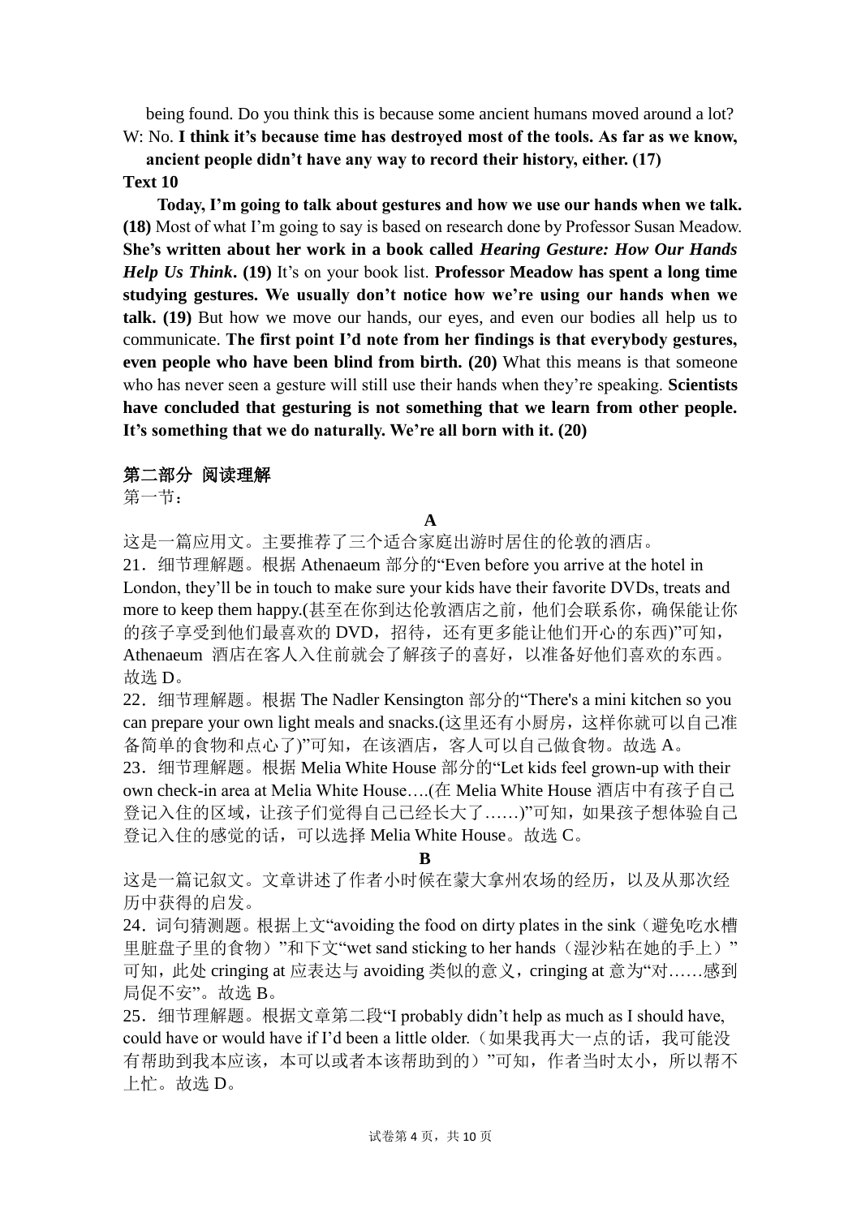being found. Do you think this is because some ancient humans moved around a lot?

W: No. **I think it's because time has destroyed most of the tools. As far as we know, ancient people didn't have any way to record their history, either. (17)**

**Text 10**

**Today, I'm going to talk about gestures and how we use our hands when we talk. (18)** Most of what I'm going to say is based on research done by Professor Susan Meadow. **She's written about her work in a book called *Hearing Gesture: How Our Hands Help Us Think*. (19)** It's on your book list. **Professor Meadow has spent a long time studying gestures. We usually don't notice how we're using our hands when we talk. (19)** But how we move our hands, our eyes, and even our bodies all help us to communicate. **The first point I'd note from her findings is that everybody gestures, even people who have been blind from birth. (20)** What this means is that someone who has never seen a gesture will still use their hands when they're speaking. **Scientists have concluded that gesturing is not something that we learn from other people. It's something that we do naturally. We're all born with it. (20)**

**第二部分 阅读理解**

第一节：

**A**

这是一篇应用文。主要推荐了三个适合家庭出游时居住的伦敦的酒店。

21．细节理解题。根据 Athenaeum 部分的"Even before you arrive at the hotel in London, they'll be in touch to make sure your kids have their favorite DVDs, treats and more to keep them happy.(甚至在你到达伦敦酒店之前，他们会联系你，确保能让你的孩子享受到他们最喜欢的 DVD，招待，还有更多能让他们开心的东西)"可知，Athenaeum 酒店在客人入住前就会了解孩子的喜好，以准备好他们喜欢的东西。故选 D。

22．细节理解题。根据 The Nadler Kensington 部分的"There's a mini kitchen so you can prepare your own light meals and snacks.(这里还有小厨房，这样你就可以自己准备简单的食物和点心了)"可知，在该酒店，客人可以自己做食物。故选 A。

23．细节理解题。根据 Melia White House 部分的"Let kids feel grown-up with their own check-in area at Melia White House….(在 Melia White House 酒店中有孩子自己登记入住的区域，让孩子们觉得自己已经长大了……)"可知，如果孩子想体验自己登记入住的感觉的话，可以选择 Melia White House。故选 C。

**B**

这是一篇记叙文。文章讲述了作者小时候在蒙大拿州农场的经历，以及从那次经历中获得的启发。

24．词句猜测题。根据上文"avoiding the food on dirty plates in the sink（避免吃水槽里脏盘子里的食物）"和下文"wet sand sticking to her hands（湿沙粘在她的手上）"可知，此处 cringing at 应表达与 avoiding 类似的意义，cringing at 意为"对……感到局促不安"。故选 B。

25．细节理解题。根据文章第二段"I probably didn't help as much as I should have, could have or would have if I'd been a little older.（如果我再大一点的话，我可能没有帮助到我本应该，本可以或者本该帮助到的）"可知，作者当时太小，所以帮不上忙。故选 D。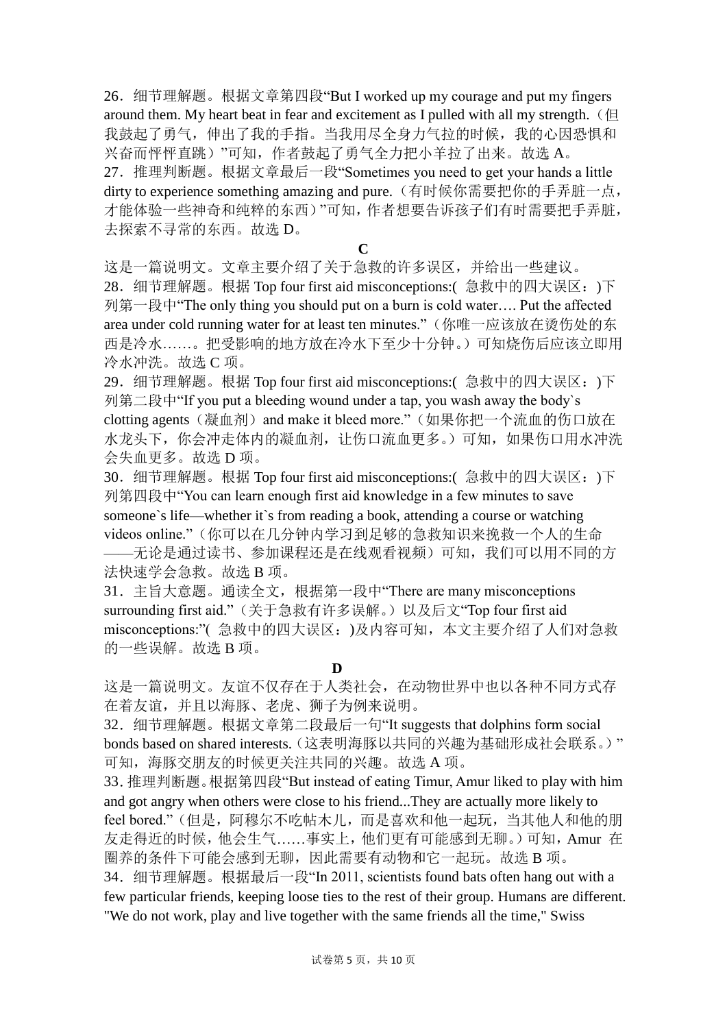26．细节理解题。根据文章第四段"But I worked up my courage and put my fingers around them. My heart beat in fear and excitement as I pulled with all my strength.（但我鼓起了勇气，伸出了我的手指。当我用尽全身力气拉的时候，我的心因恐惧和兴奋而怦怦直跳）"可知，作者鼓起了勇气全力把小羊拉了出来。故选 A。

27．推理判断题。根据文章最后一段"Sometimes you need to get your hands a little dirty to experience something amazing and pure.（有时候你需要把你的手弄脏一点，才能体验一些神奇和纯粹的东西）"可知，作者想要告诉孩子们有时需要把手弄脏，去探索不寻常的东西。故选 D。

**C**

这是一篇说明文。文章主要介绍了关于急救的许多误区，并给出一些建议。

28．细节理解题。根据 Top four first aid misconceptions:( 急救中的四大误区：)下列第一段中"The only thing you should put on a burn is cold water…. Put the affected area under cold running water for at least ten minutes."（你唯一应该放在烫伤处的东西是冷水……。把受影响的地方放在冷水下至少十分钟。）可知烧伤后应该立即用冷水冲洗。故选 C 项。

29．细节理解题。根据 Top four first aid misconceptions:( 急救中的四大误区：)下列第二段中"If you put a bleeding wound under a tap, you wash away the body`s clotting agents（凝血剂）and make it bleed more."（如果你把一个流血的伤口放在水龙头下，你会冲走体内的凝血剂，让伤口流血更多。）可知，如果伤口用水冲洗会失血更多。故选 D 项。

30．细节理解题。根据 Top four first aid misconceptions:( 急救中的四大误区：)下列第四段中"You can learn enough first aid knowledge in a few minutes to save someone`s life—whether it`s from reading a book, attending a course or watching videos online."（你可以在几分钟内学习到足够的急救知识来挽救一个人的生命——无论是通过读书、参加课程还是在线观看视频）可知，我们可以用不同的方法快速学会急救。故选 B 项。

31．主旨大意题。通读全文，根据第一段中"There are many misconceptions surrounding first aid."（关于急救有许多误解。）以及后文"Top four first aid misconceptions:"( 急救中的四大误区：)及内容可知，本文主要介绍了人们对急救的一些误解。故选 B 项。

**D**

这是一篇说明文。友谊不仅存在于人类社会，在动物世界中也以各种不同方式存在着友谊，并且以海豚、老虎、狮子为例来说明。

32．细节理解题。根据文章第二段最后一句"It suggests that dolphins form social bonds based on shared interests.（这表明海豚以共同的兴趣为基础形成社会联系。）"可知，海豚交朋友的时候更关注共同的兴趣。故选 A 项。

33．推理判断题。根据第四段"But instead of eating Timur, Amur liked to play with him and got angry when others were close to his friend...They are actually more likely to feel bored."（但是，阿穆尔不吃帖木儿，而是喜欢和他一起玩，当其他人和他的朋友走得近的时候，他会生气……事实上，他们更有可能感到无聊。）可知，Amur 在圈养的条件下可能会感到无聊，因此需要有动物和它一起玩。故选 B 项。

34．细节理解题。根据最后一段"In 2011, scientists found bats often hang out with a few particular friends, keeping loose ties to the rest of their group. Humans are different. "We do not work, play and live together with the same friends all the time," Swiss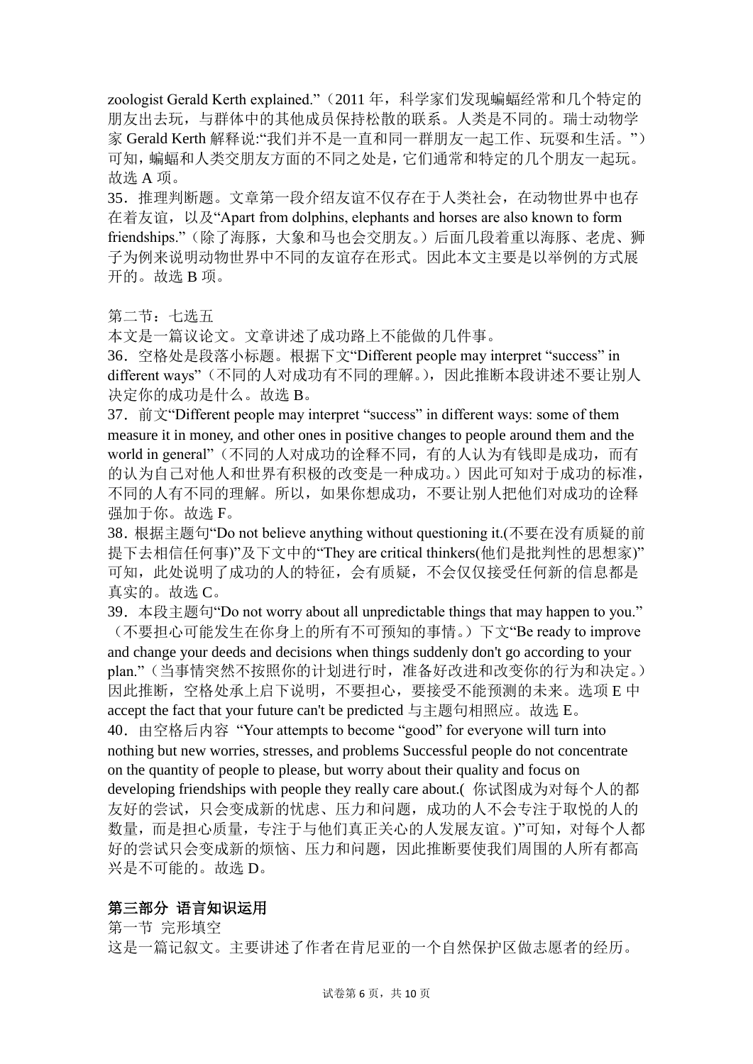zoologist Gerald Kerth explained.”（2011 年，科学家们发现蝙蝠经常和几个特定的朋友出去玩，与群体中的其他成员保持松散的联系。人类是不同的。瑞士动物学家 Gerald Kerth 解释说:“我们并不是一直和同一群朋友一起工作、玩耍和生活。”）可知，蝙蝠和人类交朋友方面的不同之处是，它们通常和特定的几个朋友一起玩。故选 A 项。

35．推理判断题。文章第一段介绍友谊不仅存在于人类社会，在动物世界中也存在着友谊，以及“Apart from dolphins, elephants and horses are also known to form friendships.”（除了海豚，大象和马也会交朋友。）后面几段着重以海豚、老虎、狮子为例来说明动物世界中不同的友谊存在形式。因此本文主要是以举例的方式展开的。故选 B 项。

第二节：七选五

本文是一篇议论文。文章讲述了成功路上不能做的几件事。

36．空格处是段落小标题。根据下文“Different people may interpret “success” in different ways”（不同的人对成功有不同的理解。），因此推断本段讲述不要让别人决定你的成功是什么。故选 B。

37．前文“Different people may interpret “success” in different ways: some of them measure it in money, and other ones in positive changes to people around them and the world in general”（不同的人对成功的诠释不同，有的人认为有钱即是成功，而有的认为自己对他人和世界有积极的改变是一种成功。）因此可知对于成功的标准，不同的人有不同的理解。所以，如果你想成功，不要让别人把他们对成功的诠释强加于你。故选 F。

38．根据主题句“Do not believe anything without questioning it.(不要在没有质疑的前提下去相信任何事)”及下文中的“They are critical thinkers(他们是批判性的思想家)”可知，此处说明了成功的人的特征，会有质疑，不会仅仅接受任何新的信息都是真实的。故选 C。

39．本段主题句“Do not worry about all unpredictable things that may happen to you.”（不要担心可能发生在你身上的所有不可预知的事情。）下文“Be ready to improve and change your deeds and decisions when things suddenly don't go according to your plan.”（当事情突然不按照你的计划进行时，准备好改进和改变你的行为和决定。）因此推断，空格处承上启下说明，不要担心，要接受不能预测的未来。选项 E 中 accept the fact that your future can't be predicted 与主题句相照应。故选 E。

40．由空格后内容 “Your attempts to become “good” for everyone will turn into nothing but new worries, stresses, and problems Successful people do not concentrate on the quantity of people to please, but worry about their quality and focus on developing friendships with people they really care about.( 你试图成为对每个人的都友好的尝试，只会变成新的忧虑、压力和问题，成功的人不会专注于取悦的人的数量，而是担心质量，专注于与他们真正关心的人发展友谊。)”可知，对每个人都好的尝试只会变成新的烦恼、压力和问题，因此推断要使我们周围的人所有都高兴是不可能的。故选 D。

**第三部分 语言知识运用**

第一节 完形填空

这是一篇记叙文。主要讲述了作者在肯尼亚的一个自然保护区做志愿者的经历。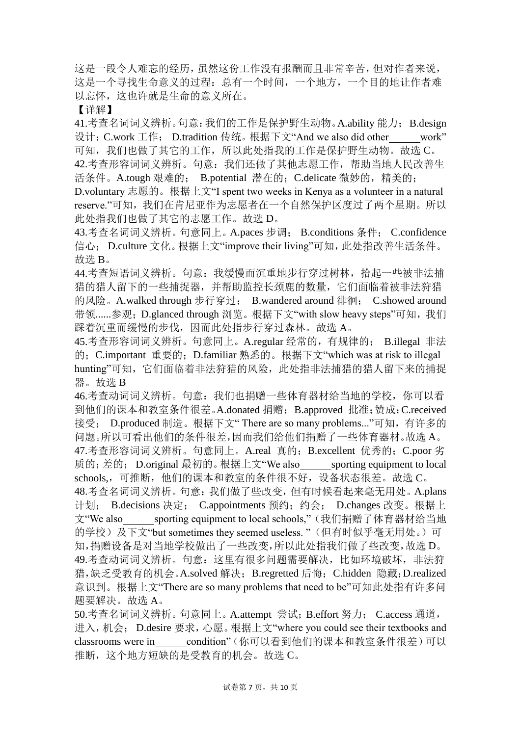这是一段令人难忘的经历，虽然这份工作没有报酬而且非常辛苦，但对作者来说，这是一个寻找生命意义的过程：总有一个时间，一个地方，一个目的地让作者难以忘怀，这也许就是生命的意义所在。

【详解】

41.考查名词词义辨析。句意：我们的工作是保护野生动物。A.ability 能力；B.design 设计；C.work 工作；D.tradition 传统。根据下文“And we also did other\_\_\_\_\_\_work”可知，我们也做了其它的工作，所以此处指我的工作是保护野生动物。故选 C。

42.考查形容词词义辨析。句意：我们还做了其他志愿工作，帮助当地人民改善生活条件。A.tough 艰难的；B.potential 潜在的；C.delicate 微妙的，精美的；D.voluntary 志愿的。根据上文“I spent two weeks in Kenya as a volunteer in a natural reserve.”可知，我们在肯尼亚作为志愿者在一个自然保护区度过了两个星期。所以此处指我们也做了其它的志愿工作。故选 D。

43.考查名词词义辨析。句意同上。A.paces 步调；B.conditions 条件；C.confidence 信心；D.culture 文化。根据上文“improve their living”可知，此处指改善生活条件。故选 B。

44.考查短语词义辨析。句意：我缓慢而沉重地步行穿过树林，拾起一些被非法捕猎的猎人留下的一些捕捉器，并帮助监控长颈鹿的数量，它们面临着被非法狩猎的风险。A.walked through 步行穿过；B.wandered around 徘徊；C.showed around 带领......参观；D.glanced through 浏览。根据下文“with slow heavy steps”可知，我们踩着沉重而缓慢的步伐，因而此处指步行穿过森林。故选 A。

45.考查形容词词义辨析。句意同上。A.regular 经常的，有规律的；B.illegal 非法的；C.important 重要的；D.familiar 熟悉的。根据下文“which was at risk to illegal hunting”可知，它们面临着非法狩猎的风险，此处指非法捕猎的猎人留下来的捕捉器。故选 B

46.考查动词词义辨析。句意：我们也捐赠一些体育器材给当地的学校，你可以看到他们的课本和教室条件很差。A.donated 捐赠；B.approved 批准；赞成；C.received 接受；D.produced 制造。根据下文“ There are so many problems...”可知，有许多的问题。所以可看出他们的条件很差，因而我们给他们捐赠了一些体育器材。故选 A。

47.考查形容词词义辨析。句意同上。A.real 真的；B.excellent 优秀的；C.poor 劣质的；差的；D.original 最初的。根据上文“We also\_\_\_\_\_\_sporting equipment to local schools,，可推断，他们的课本和教室的条件很不好，设备状态很差。故选 C。

48.考查名词词义辨析。句意：我们做了些改变，但有时候看起来毫无用处。A.plans 计划；B.decisions 决定；C.appointments 预约；约会；D.changes 改变。根据上文“We also\_\_\_\_\_\_sporting equipment to local schools,”（我们捐赠了体育器材给当地的学校）及下文“but sometimes they seemed useless. ”（但有时似乎毫无用处。）可知，捐赠设备是对当地学校做出了一些改变，所以此处指我们做了些改变，故选 D。

49.考查动词词义辨析。句意：这里有很多问题需要解决，比如环境破坏，非法狩猎，缺乏受教育的机会。A.solved 解决；B.regretted 后悔；C.hidden 隐藏；D.realized 意识到。根据上文“There are so many problems that need to be”可知此处指有许多问题要解决。故选 A。

50.考查名词词义辨析。句意同上。A.attempt 尝试；B.effort 努力；C.access 通道，进入，机会；D.desire 要求，心愿。根据上文“where you could see their textbooks and classrooms were in\_\_\_\_\_\_condition”（你可以看到他们的课本和教室条件很差）可以推断，这个地方短缺的是受教育的机会。故选 C。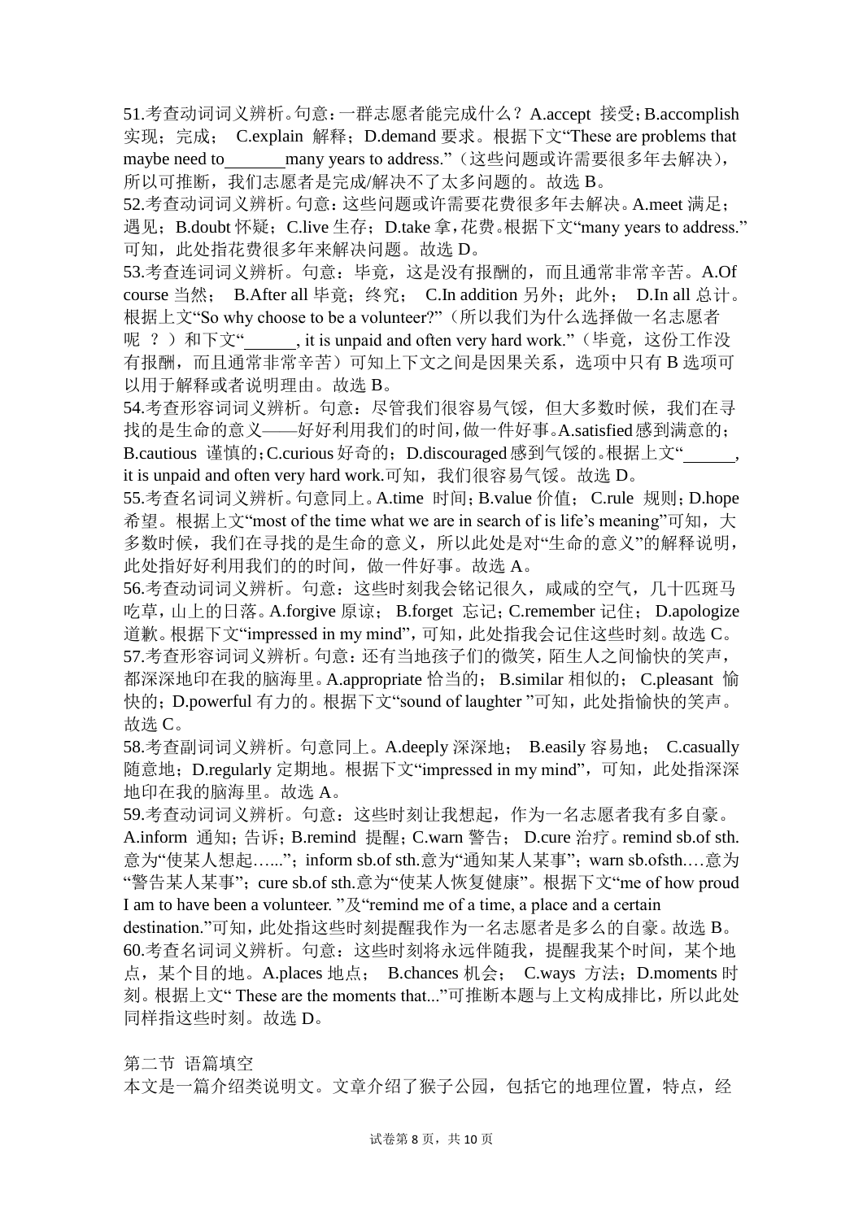51.考查动词词义辨析。句意：一群志愿者能完成什么？A.accept 接受；B.accomplish 实现；完成； C.explain 解释；D.demand 要求。根据下文“These are problems that maybe need to\_\_\_\_\_\_\_many years to address.”（这些问题或许需要很多年去解决），所以可推断，我们志愿者是完成/解决不了太多问题的。故选 B。

52.考查动词词义辨析。句意：这些问题或许需要花费很多年去解决。A.meet 满足；遇见；B.doubt 怀疑；C.live 生存；D.take 拿，花费。根据下文“many years to address.”可知，此处指花费很多年来解决问题。故选 D。

53.考查连词词义辨析。句意：毕竟，这是没有报酬的，而且通常非常辛苦。A.Of course 当然； B.After all 毕竟；终究； C.In addition 另外；此外； D.In all 总计。根据上文“So why choose to be a volunteer?”（所以我们为什么选择做一名志愿者呢 ？）和下文“\_\_\_\_\_\_, it is unpaid and often very hard work.”（毕竟，这份工作没有报酬，而且通常非常辛苦）可知上下文之间是因果关系，选项中只有 B 选项可以用于解释或者说明理由。故选 B。

54.考查形容词词义辨析。句意：尽管我们很容易气馁，但大多数时候，我们在寻找的是生命的意义——好好利用我们的时间，做一件好事。A.satisfied 感到满意的；B.cautious 谨慎的；C.curious 好奇的； D.discouraged 感到气馁的。根据上文“\_\_\_\_\_\_, it is unpaid and often very hard work.可知，我们很容易气馁。故选 D。

55.考查名词词义辨析。句意同上。A.time 时间；B.value 价值； C.rule 规则；D.hope 希望。根据上文“most of the time what we are in search of is life’s meaning”可知，大多数时候，我们在寻找的是生命的意义，所以此处是对“生命的意义”的解释说明，此处指好好利用我们的的时间，做一件好事。故选 A。

56.考查动词词义辨析。句意：这些时刻我会铭记很久，咸咸的空气，几十匹斑马吃草，山上的日落。A.forgive 原谅； B.forget 忘记；C.remember 记住； D.apologize 道歉。根据下文“impressed in my mind”，可知，此处指我会记住这些时刻。故选 C。

57.考查形容词词义辨析。句意：还有当地孩子们的微笑，陌生人之间愉快的笑声，都深深地印在我的脑海里。A.appropriate 恰当的； B.similar 相似的； C.pleasant 愉快的；D.powerful 有力的。根据下文“sound of laughter ”可知，此处指愉快的笑声。故选 C。

58.考查副词词义辨析。句意同上。A.deeply 深深地； B.easily 容易地； C.casually 随意地；D.regularly 定期地。根据下文“impressed in my mind”，可知，此处指深深地印在我的脑海里。故选 A。

59.考查动词词义辨析。句意：这些时刻让我想起，作为一名志愿者我有多自豪。A.inform 通知；告诉；B.remind 提醒；C.warn 警告； D.cure 治疗。remind sb.of sth. 意为“使某人想起…...”；inform sb.of sth.意为“通知某人某事”；warn sb.ofsth.…意为“警告某人某事”；cure sb.of sth.意为“使某人恢复健康”。根据下文“me of how proud I am to have been a volunteer. ”及“remind me of a time, a place and a certain destination.”可知，此处指这些时刻提醒我作为一名志愿者是多么的自豪。故选 B。

60.考查名词词义辨析。句意：这些时刻将永远伴随我，提醒我某个时间，某个地点，某个目的地。A.places 地点； B.chances 机会； C.ways 方法；D.moments 时刻。根据上文“ These are the moments that...”可推断本题与上文构成排比，所以此处同样指这些时刻。故选 D。

第二节 语篇填空

本文是一篇介绍类说明文。文章介绍了猴子公园，包括它的地理位置，特点，经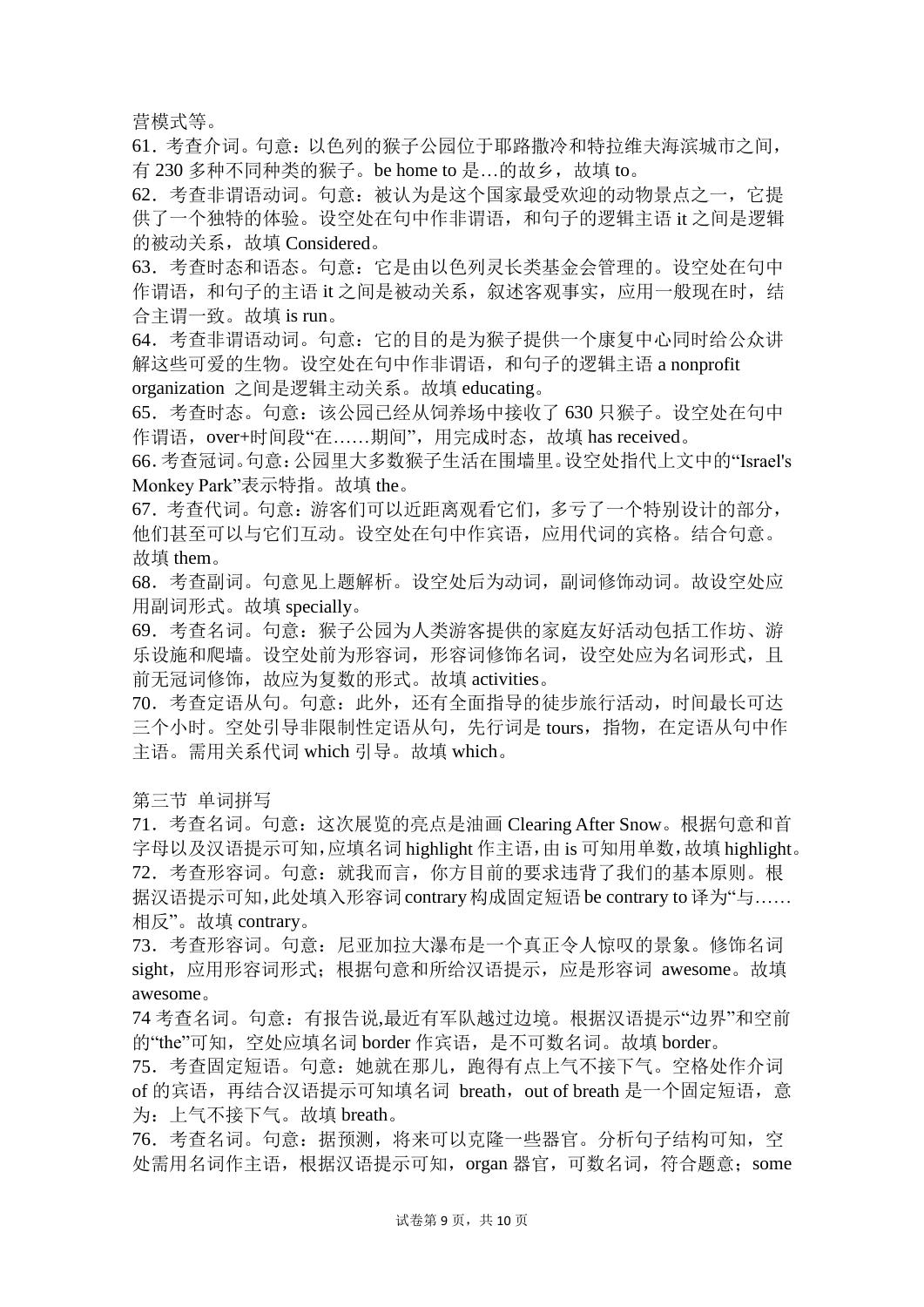营模式等。

61．考查介词。句意：以色列的猴子公园位于耶路撒冷和特拉维夫海滨城市之间，有 230 多种不同种类的猴子。be home to 是…的故乡，故填 to。

62．考查非谓语动词。句意：被认为是这个国家最受欢迎的动物景点之一，它提供了一个独特的体验。设空处在句中作非谓语，和句子的逻辑主语 it 之间是逻辑的被动关系，故填 Considered。

63．考查时态和语态。句意：它是由以色列灵长类基金会管理的。设空处在句中作谓语，和句子的主语 it 之间是被动关系，叙述客观事实，应用一般现在时，结合主谓一致。故填 is run。

64．考查非谓语动词。句意：它的目的是为猴子提供一个康复中心同时给公众讲解这些可爱的生物。设空处在句中作非谓语，和句子的逻辑主语 a nonprofit organization 之间是逻辑主动关系。故填 educating。

65．考查时态。句意：该公园已经从饲养场中接收了 630 只猴子。设空处在句中作谓语，over+时间段“在……期间”，用完成时态，故填 has received。

66．考查冠词。句意：公园里大多数猴子生活在围墙里。设空处指代上文中的“Israel's Monkey Park”表示特指。故填 the。

67．考查代词。句意：游客们可以近距离观看它们，多亏了一个特别设计的部分，他们甚至可以与它们互动。设空处在句中作宾语，应用代词的宾格。结合句意。故填 them。

68．考查副词。句意见上题解析。设空处后为动词，副词修饰动词。故设空处应用副词形式。故填 specially。

69．考查名词。句意：猴子公园为人类游客提供的家庭友好活动包括工作坊、游乐设施和爬墙。设空处前为形容词，形容词修饰名词，设空处应为名词形式，且前无冠词修饰，故应为复数的形式。故填 activities。

70．考查定语从句。句意：此外，还有全面指导的徒步旅行活动，时间最长可达三个小时。空处引导非限制性定语从句，先行词是 tours，指物，在定语从句中作主语。需用关系代词 which 引导。故填 which。

第三节 单词拼写

71．考查名词。句意：这次展览的亮点是油画 Clearing After Snow。根据句意和首字母以及汉语提示可知，应填名词 highlight 作主语，由 is 可知用单数，故填 highlight。

72．考查形容词。句意：就我而言，你方目前的要求违背了我们的基本原则。根据汉语提示可知，此处填入形容词 contrary 构成固定短语 be contrary to 译为“与……相反”。故填 contrary。

73．考查形容词。句意：尼亚加拉大瀑布是一个真正令人惊叹的景象。修饰名词 sight，应用形容词形式；根据句意和所给汉语提示，应是形容词 awesome。故填 awesome。

74 考查名词。句意：有报告说,最近有军队越过边境。根据汉语提示“边界”和空前的“the”可知，空处应填名词 border 作宾语，是不可数名词。故填 border。

75．考查固定短语。句意：她就在那儿，跑得有点上气不接下气。空格处作介词 of 的宾语，再结合汉语提示可知填名词 breath，out of breath 是一个固定短语，意为：上气不接下气。故填 breath。

76．考查名词。句意：据预测，将来可以克隆一些器官。分析句子结构可知，空处需用名词作主语，根据汉语提示可知，organ 器官，可数名词，符合题意；some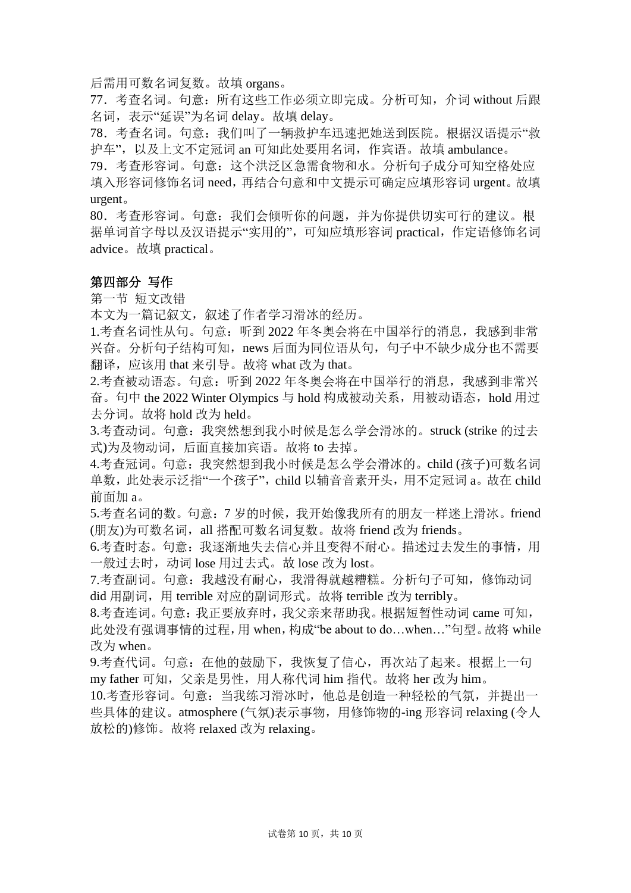后需用可数名词复数。故填 organs。

77．考查名词。句意：所有这些工作必须立即完成。分析可知，介词 without 后跟名词，表示“延误”为名词 delay。故填 delay。

78．考查名词。句意：我们叫了一辆救护车迅速把她送到医院。根据汉语提示“救护车”，以及上文不定冠词 an 可知此处要用名词，作宾语。故填 ambulance。

79．考查形容词。句意：这个洪泛区急需食物和水。分析句子成分可知空格处应填入形容词修饰名词 need，再结合句意和中文提示可确定应填形容词 urgent。故填 urgent。

80．考查形容词。句意：我们会倾听你的问题，并为你提供切实可行的建议。根据单词首字母以及汉语提示“实用的”，可知应填形容词 practical，作定语修饰名词 advice。故填 practical。

**第四部分 写作**

第一节 短文改错

本文为一篇记叙文，叙述了作者学习滑冰的经历。

1.考查名词性从句。句意：听到 2022 年冬奥会将在中国举行的消息，我感到非常兴奋。分析句子结构可知，news 后面为同位语从句，句子中不缺少成分也不需要翻译，应该用 that 来引导。故将 what 改为 that。

2.考查被动语态。句意：听到 2022 年冬奥会将在中国举行的消息，我感到非常兴奋。句中 the 2022 Winter Olympics 与 hold 构成被动关系，用被动语态，hold 用过去分词。故将 hold 改为 held。

3.考查动词。句意：我突然想到我小时候是怎么学会滑冰的。struck (strike 的过去式)为及物动词，后面直接加宾语。故将 to 去掉。

4.考查冠词。句意：我突然想到我小时候是怎么学会滑冰的。child (孩子)可数名词单数，此处表示泛指“一个孩子”，child 以辅音音素开头，用不定冠词 a。故在 child 前面加 a。

5.考查名词的数。句意：7 岁的时候，我开始像我所有的朋友一样迷上滑冰。friend (朋友)为可数名词，all 搭配可数名词复数。故将 friend 改为 friends。

6.考查时态。句意：我逐渐地失去信心并且变得不耐心。描述过去发生的事情，用一般过去时，动词 lose 用过去式。故 lose 改为 lost。

7.考查副词。句意：我越没有耐心，我滑得就越糟糕。分析句子可知，修饰动词 did 用副词，用 terrible 对应的副词形式。故将 terrible 改为 terribly。

8.考查连词。句意：我正要放弃时，我父亲来帮助我。根据短暂性动词 came 可知，此处没有强调事情的过程，用 when，构成“be about to do…when…”句型。故将 while 改为 when。

9.考查代词。句意：在他的鼓励下，我恢复了信心，再次站了起来。根据上一句 my father 可知，父亲是男性，用人称代词 him 指代。故将 her 改为 him。

10.考查形容词。句意：当我练习滑冰时，他总是创造一种轻松的气氛，并提出一些具体的建议。atmosphere (气氛)表示事物，用修饰物的-ing 形容词 relaxing (令人放松的)修饰。故将 relaxed 改为 relaxing。